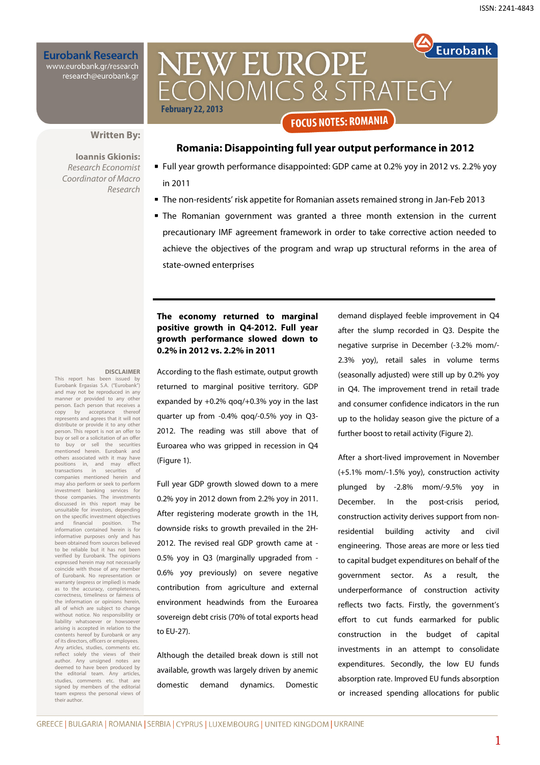ISSN: 2241-4843

**Eurobank Research**
www.eurobank.gr/research
research@eurobank.gr

# NEW EUROPE ECONOMICS & STRATEGY

February 22, 2013

FOCUS NOTES: ROMANIA

**Written By:**

**Ioannis Gkionis:**
*Research Economist*
*Coordinator of Macro Research*

## Romania: Disappointing full year output performance in 2012

- Full year growth performance disappointed: GDP came at 0.2% yoy in 2012 vs. 2.2% yoy in 2011
- The non-residents' risk appetite for Romanian assets remained strong in Jan-Feb 2013
- The Romanian government was granted a three month extension in the current precautionary IMF agreement framework in order to take corrective action needed to achieve the objectives of the program and wrap up structural reforms in the area of state-owned enterprises

**The economy returned to marginal positive growth in Q4-2012. Full year growth performance slowed down to 0.2% in 2012 vs. 2.2% in 2011**

According to the flash estimate, output growth returned to marginal positive territory. GDP expanded by +0.2% qoq/+0.3% yoy in the last quarter up from -0.4% qoq/-0.5% yoy in Q3-2012. The reading was still above that of Euroarea who was gripped in recession in Q4 (Figure 1).

Full year GDP growth slowed down to a mere 0.2% yoy in 2012 down from 2.2% yoy in 2011. After registering moderate growth in the 1H, downside risks to growth prevailed in the 2H-2012. The revised real GDP growth came at -0.5% yoy in Q3 (marginally upgraded from -0.6% yoy previously) on severe negative contribution from agriculture and external environment headwinds from the Euroarea sovereign debt crisis (70% of total exports head to EU-27).

Although the detailed break down is still not available, growth was largely driven by anemic domestic demand dynamics. Domestic demand displayed feeble improvement in Q4 after the slump recorded in Q3. Despite the negative surprise in December (-3.2% mom/-2.3% yoy), retail sales in volume terms (seasonally adjusted) were still up by 0.2% yoy in Q4. The improvement trend in retail trade and consumer confidence indicators in the run up to the holiday season give the picture of a further boost to retail activity (Figure 2).

After a short-lived improvement in November (+5.1% mom/-1.5% yoy), construction activity plunged by -2.8% mom/-9.5% yoy in December. In the post-crisis period, construction activity derives support from non-residential building activity and civil engineering. Those areas are more or less tied to capital budget expenditures on behalf of the government sector. As a result, the underperformance of construction activity reflects two facts. Firstly, the government's effort to cut funds earmarked for public construction in the budget of capital investments in an attempt to consolidate expenditures. Secondly, the low EU funds absorption rate. Improved EU funds absorption or increased spending allocations for public

**DISCLAIMER**
This report has been issued by Eurobank Ergasias S.A. ("Eurobank") and may not be reproduced in any manner or provided to any other person. Each person that receives a copy by acceptance thereof represents and agrees that it will not distribute or provide it to any other person. This report is not an offer to buy or sell or a solicitation of an offer to buy or sell the securities mentioned herein. Eurobank and others associated with it may have positions in, and may effect transactions in securities of companies mentioned herein and may also perform or seek to perform investment banking services for those companies. The investments discussed in this report may be unsuitable for investors, depending on the specific investment objectives and financial position. The information contained herein is for informative purposes only and has been obtained from sources believed to be reliable but it has not been verified by Eurobank. The opinions expressed herein may not necessarily coincide with those of any member of Eurobank. No representation or warranty (express or implied) is made as to the accuracy, completeness, correctness, timeliness or fairness of the information or opinions herein, all of which are subject to change without notice. No responsibility or liability whatsoever or howsoever arising is accepted in relation to the contents hereof by Eurobank or any of its directors, officers or employees. Any articles, studies, comments etc. reflect solely the views of their author. Any unsigned notes are deemed to have been produced by the editorial team. Any articles, studies, comments etc. that are signed by members of the editorial team express the personal views of their author.

GREECE | BULGARIA | ROMANIA | SERBIA | CYPRUS | LUXEMBOURG | UNITED KINGDOM | UKRAINE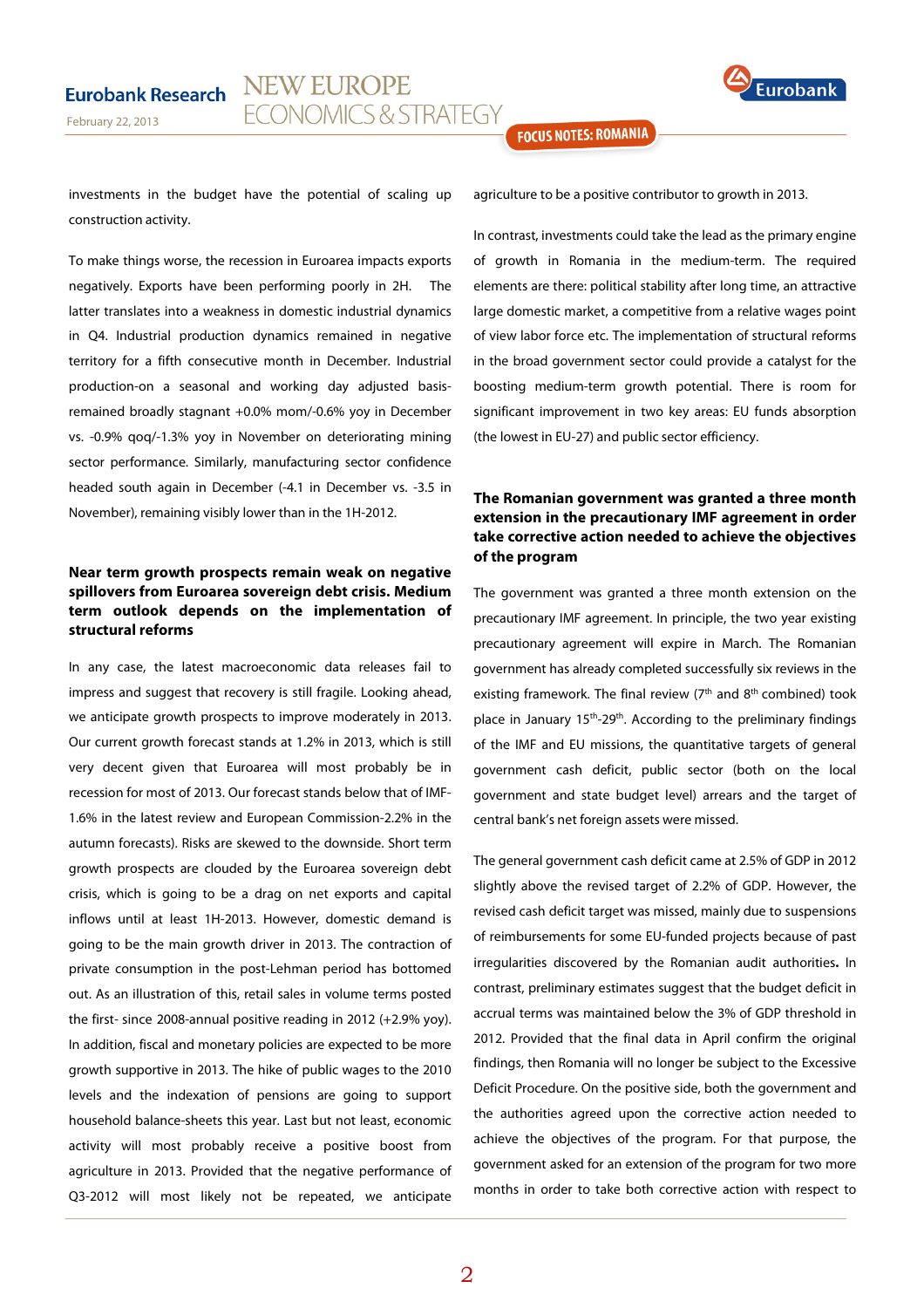investments in the budget have the potential of scaling up construction activity.

To make things worse, the recession in Euroarea impacts exports negatively. Exports have been performing poorly in 2H. The latter translates into a weakness in domestic industrial dynamics in Q4. Industrial production dynamics remained in negative territory for a fifth consecutive month in December. Industrial production-on a seasonal and working day adjusted basis-remained broadly stagnant +0.0% mom/-0.6% yoy in December vs. -0.9% qoq/-1.3% yoy in November on deteriorating mining sector performance. Similarly, manufacturing sector confidence headed south again in December (-4.1 in December vs. -3.5 in November), remaining visibly lower than in the 1H-2012.

**Near term growth prospects remain weak on negative spillovers from Euroarea sovereign debt crisis. Medium term outlook depends on the implementation of structural reforms**

In any case, the latest macroeconomic data releases fail to impress and suggest that recovery is still fragile. Looking ahead, we anticipate growth prospects to improve moderately in 2013. Our current growth forecast stands at 1.2% in 2013, which is still very decent given that Euroarea will most probably be in recession for most of 2013. Our forecast stands below that of IMF-1.6% in the latest review and European Commission-2.2% in the autumn forecasts). Risks are skewed to the downside. Short term growth prospects are clouded by the Euroarea sovereign debt crisis, which is going to be a drag on net exports and capital inflows until at least 1H-2013. However, domestic demand is going to be the main growth driver in 2013. The contraction of private consumption in the post-Lehman period has bottomed out. As an illustration of this, retail sales in volume terms posted the first- since 2008-annual positive reading in 2012 (+2.9% yoy). In addition, fiscal and monetary policies are expected to be more growth supportive in 2013. The hike of public wages to the 2010 levels and the indexation of pensions are going to support household balance-sheets this year. Last but not least, economic activity will most probably receive a positive boost from agriculture in 2013. Provided that the negative performance of Q3-2012 will most likely not be repeated, we anticipate agriculture to be a positive contributor to growth in 2013.

In contrast, investments could take the lead as the primary engine of growth in Romania in the medium-term. The required elements are there: political stability after long time, an attractive large domestic market, a competitive from a relative wages point of view labor force etc. The implementation of structural reforms in the broad government sector could provide a catalyst for the boosting medium-term growth potential. There is room for significant improvement in two key areas: EU funds absorption (the lowest in EU-27) and public sector efficiency.

**The Romanian government was granted a three month extension in the precautionary IMF agreement in order take corrective action needed to achieve the objectives of the program**

The government was granted a three month extension on the precautionary IMF agreement. In principle, the two year existing precautionary agreement will expire in March. The Romanian government has already completed successfully six reviews in the existing framework. The final review (7th and 8th combined) took place in January 15th-29th. According to the preliminary findings of the IMF and EU missions, the quantitative targets of general government cash deficit, public sector (both on the local government and state budget level) arrears and the target of central bank's net foreign assets were missed.

The general government cash deficit came at 2.5% of GDP in 2012 slightly above the revised target of 2.2% of GDP. However, the revised cash deficit target was missed, mainly due to suspensions of reimbursements for some EU-funded projects because of past irregularities discovered by the Romanian audit authorities**.** In contrast, preliminary estimates suggest that the budget deficit in accrual terms was maintained below the 3% of GDP threshold in 2012. Provided that the final data in April confirm the original findings, then Romania will no longer be subject to the Excessive Deficit Procedure. On the positive side, both the government and the authorities agreed upon the corrective action needed to achieve the objectives of the program. For that purpose, the government asked for an extension of the program for two more months in order to take both corrective action with respect to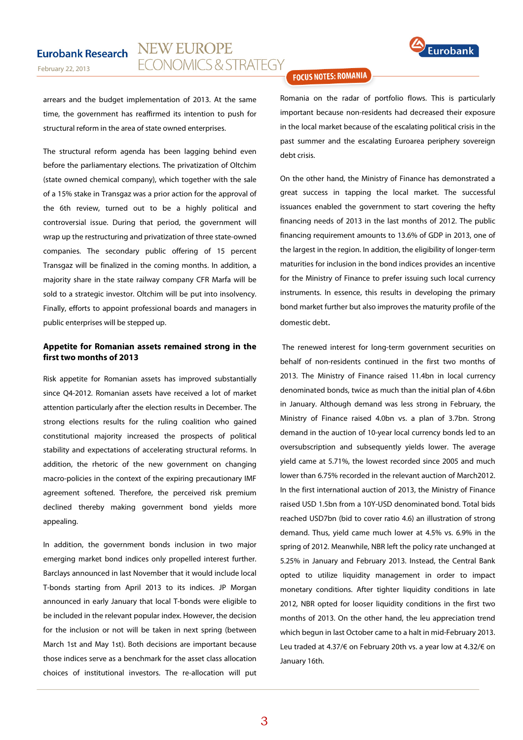arrears and the budget implementation of 2013. At the same time, the government has reaffirmed its intention to push for structural reform in the area of state owned enterprises.

The structural reform agenda has been lagging behind even before the parliamentary elections. The privatization of Oltchim (state owned chemical company), which together with the sale of a 15% stake in Transgaz was a prior action for the approval of the 6th review, turned out to be a highly political and controversial issue. During that period, the government will wrap up the restructuring and privatization of three state-owned companies. The secondary public offering of 15 percent Transgaz will be finalized in the coming months. In addition, a majority share in the state railway company CFR Marfa will be sold to a strategic investor. Oltchim will be put into insolvency. Finally, efforts to appoint professional boards and managers in public enterprises will be stepped up.

**Appetite for Romanian assets remained strong in the first two months of 2013**

Risk appetite for Romanian assets has improved substantially since Q4-2012. Romanian assets have received a lot of market attention particularly after the election results in December. The strong elections results for the ruling coalition who gained constitutional majority increased the prospects of political stability and expectations of accelerating structural reforms. In addition, the rhetoric of the new government on changing macro-policies in the context of the expiring precautionary IMF agreement softened. Therefore, the perceived risk premium declined thereby making government bond yields more appealing.

In addition, the government bonds inclusion in two major emerging market bond indices only propelled interest further. Barclays announced in last November that it would include local T-bonds starting from April 2013 to its indices. JP Morgan announced in early January that local T-bonds were eligible to be included in the relevant popular index. However, the decision for the inclusion or not will be taken in next spring (between March 1st and May 1st). Both decisions are important because those indices serve as a benchmark for the asset class allocation choices of institutional investors. The re-allocation will put Romania on the radar of portfolio flows. This is particularly important because non-residents had decreased their exposure in the local market because of the escalating political crisis in the past summer and the escalating Euroarea periphery sovereign debt crisis.

On the other hand, the Ministry of Finance has demonstrated a great success in tapping the local market. The successful issuances enabled the government to start covering the hefty financing needs of 2013 in the last months of 2012. The public financing requirement amounts to 13.6% of GDP in 2013, one of the largest in the region. In addition, the eligibility of longer-term maturities for inclusion in the bond indices provides an incentive for the Ministry of Finance to prefer issuing such local currency instruments. In essence, this results in developing the primary bond market further but also improves the maturity profile of the domestic debt.

The renewed interest for long-term government securities on behalf of non-residents continued in the first two months of 2013. The Ministry of Finance raised 11.4bn in local currency denominated bonds, twice as much than the initial plan of 4.6bn in January. Although demand was less strong in February, the Ministry of Finance raised 4.0bn vs. a plan of 3.7bn. Strong demand in the auction of 10-year local currency bonds led to an oversubscription and subsequently yields lower. The average yield came at 5.71%, the lowest recorded since 2005 and much lower than 6.75% recorded in the relevant auction of March2012. In the first international auction of 2013, the Ministry of Finance raised USD 1.5bn from a 10Y-USD denominated bond. Total bids reached USD7bn (bid to cover ratio 4.6) an illustration of strong demand. Thus, yield came much lower at 4.5% vs. 6.9% in the spring of 2012. Meanwhile, NBR left the policy rate unchanged at 5.25% in January and February 2013. Instead, the Central Bank opted to utilize liquidity management in order to impact monetary conditions. After tighter liquidity conditions in late 2012, NBR opted for looser liquidity conditions in the first two months of 2013. On the other hand, the leu appreciation trend which begun in last October came to a halt in mid-February 2013. Leu traded at 4.37/€ on February 20th vs. a year low at 4.32/€ on January 16th.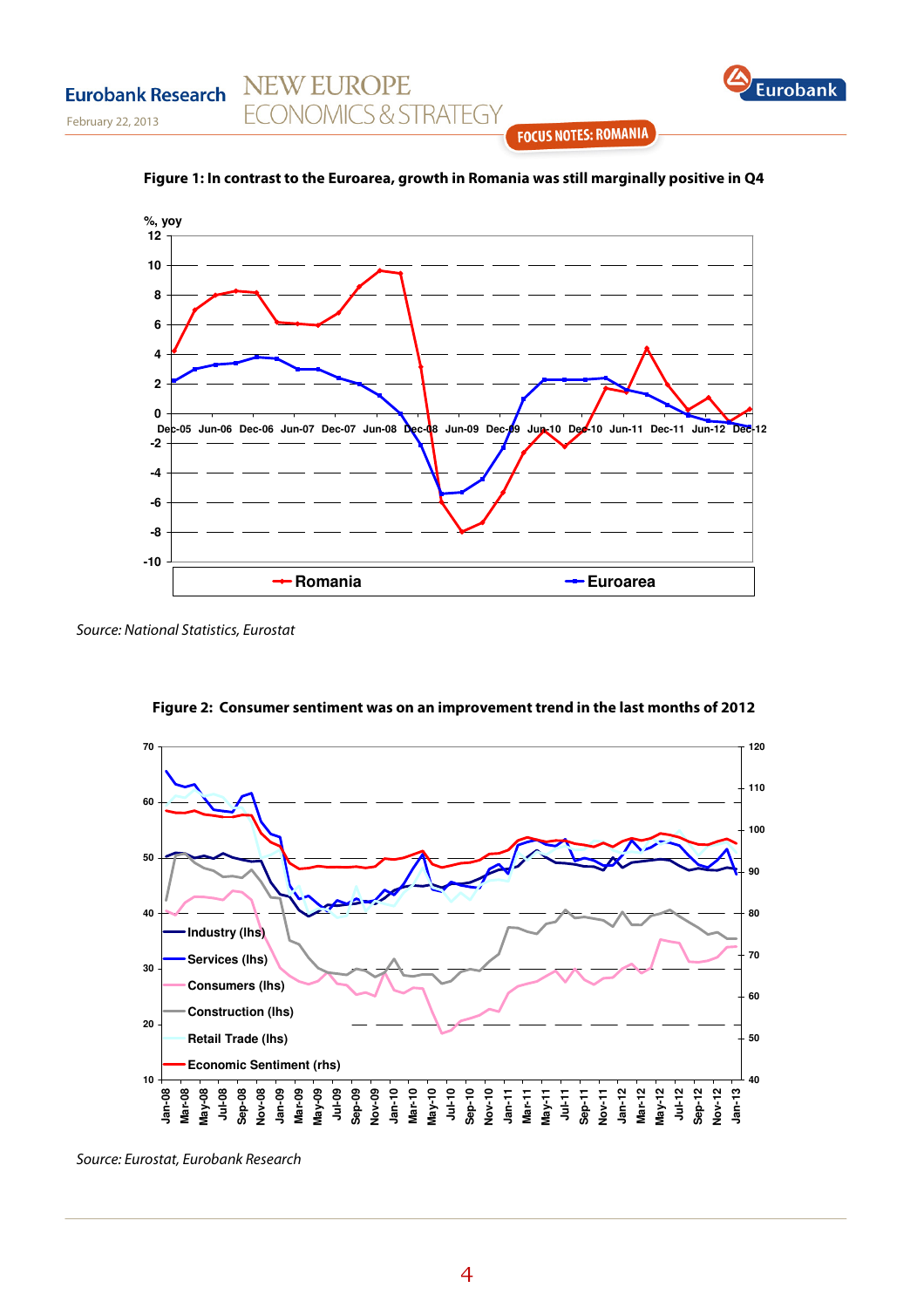**Figure 1: In contrast to the Euroarea, growth in Romania was still marginally positive in Q4**

*Source: National Statistics, Eurostat*

**Figure 2: Consumer sentiment was on an improvement trend in the last months of 2012**

*Source: Eurostat, Eurobank Research*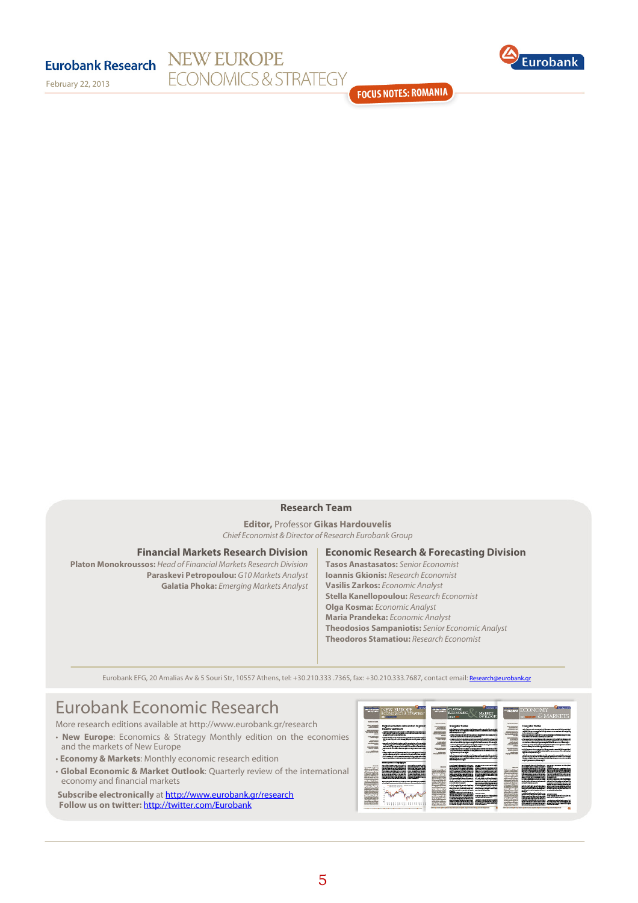## Research Team

**Editor,** Professor **Gikas Hardouvelis**
*Chief Economist & Director of Research Eurobank Group*

### Financial Markets Research Division

**Platon Monokroussos:** *Head of Financial Markets Research Division*
**Paraskevi Petropoulou:** *G10 Markets Analyst*
**Galatia Phoka:** *Emerging Markets Analyst*

### Economic Research & Forecasting Division

**Tasos Anastasatos:** *Senior Economist*
**Ioannis Gkionis:** *Research Economist*
**Vasilis Zarkos:** *Economic Analyst*
**Stella Kanellopoulou:** *Research Economist*
**Olga Kosma:** *Economic Analyst*
**Maria Prandeka:** *Economic Analyst*
**Theodosios Sampaniotis:** *Senior Economic Analyst*
**Theodoros Stamatiou:** *Research Economist*

Eurobank EFG, 20 Amalias Av & 5 Souri Str, 10557 Athens, tel: +30.210.333 .7365, fax: +30.210.333.7687, contact email: Research@eurobank.gr

# Eurobank Economic Research

More research editions available at http://www.eurobank.gr/research

- **New Europe**: Economics & Strategy Monthly edition on the economies and the markets of New Europe
- **Economy & Markets**: Monthly economic research edition
- **Global Economic & Market Outlook**: Quarterly review of the international economy and financial markets

**Subscribe electronically** at http://www.eurobank.gr/research
**Follow us on twitter:** http://twitter.com/Eurobank